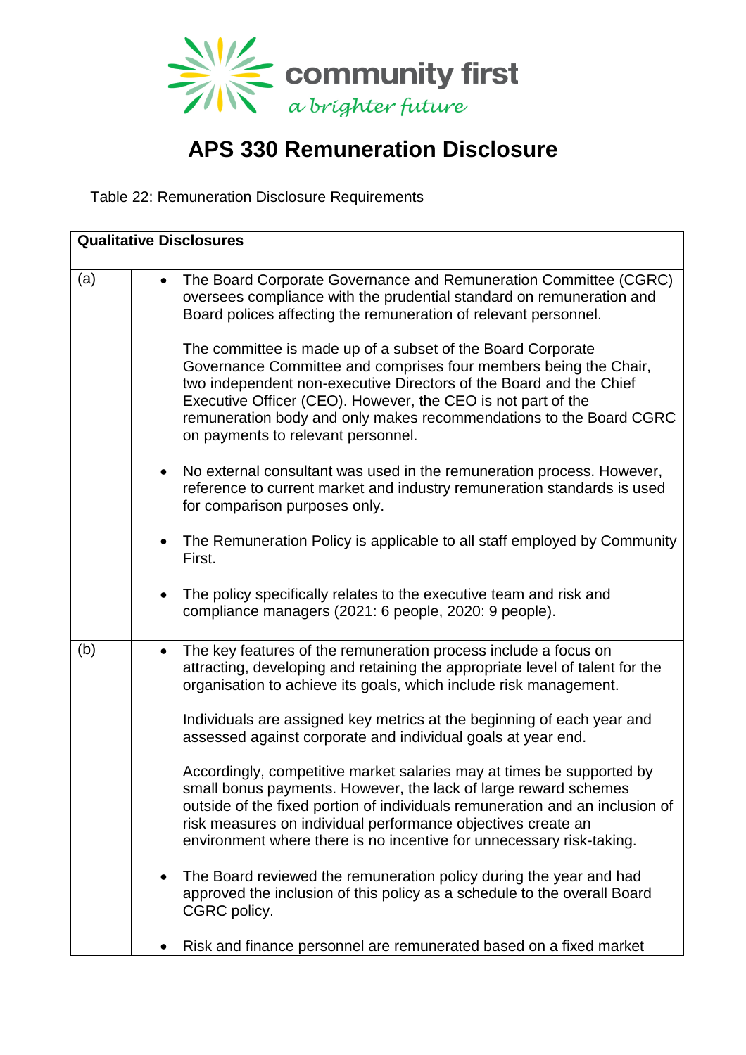community first
*a brighter future*

# APS 330 Remuneration Disclosure

Table 22: Remuneration Disclosure Requirements

| Qualitative Disclosures | |
|---|---|
| (a) | • The Board Corporate Governance and Remuneration Committee (CGRC) oversees compliance with the prudential standard on remuneration and Board polices affecting the remuneration of relevant personnel.<br><br>The committee is made up of a subset of the Board Corporate Governance Committee and comprises four members being the Chair, two independent non-executive Directors of the Board and the Chief Executive Officer (CEO). However, the CEO is not part of the remuneration body and only makes recommendations to the Board CGRC on payments to relevant personnel.<br><br>• No external consultant was used in the remuneration process. However, reference to current market and industry remuneration standards is used for comparison purposes only.<br><br>• The Remuneration Policy is applicable to all staff employed by Community First.<br><br>• The policy specifically relates to the executive team and risk and compliance managers (2021: 6 people, 2020: 9 people). |
| (b) | • The key features of the remuneration process include a focus on attracting, developing and retaining the appropriate level of talent for the organisation to achieve its goals, which include risk management.<br><br>Individuals are assigned key metrics at the beginning of each year and assessed against corporate and individual goals at year end.<br><br>Accordingly, competitive market salaries may at times be supported by small bonus payments. However, the lack of large reward schemes outside of the fixed portion of individuals remuneration and an inclusion of risk measures on individual performance objectives create an environment where there is no incentive for unnecessary risk-taking.<br><br>• The Board reviewed the remuneration policy during the year and had approved the inclusion of this policy as a schedule to the overall Board CGRC policy.<br><br>• Risk and finance personnel are remunerated based on a fixed market |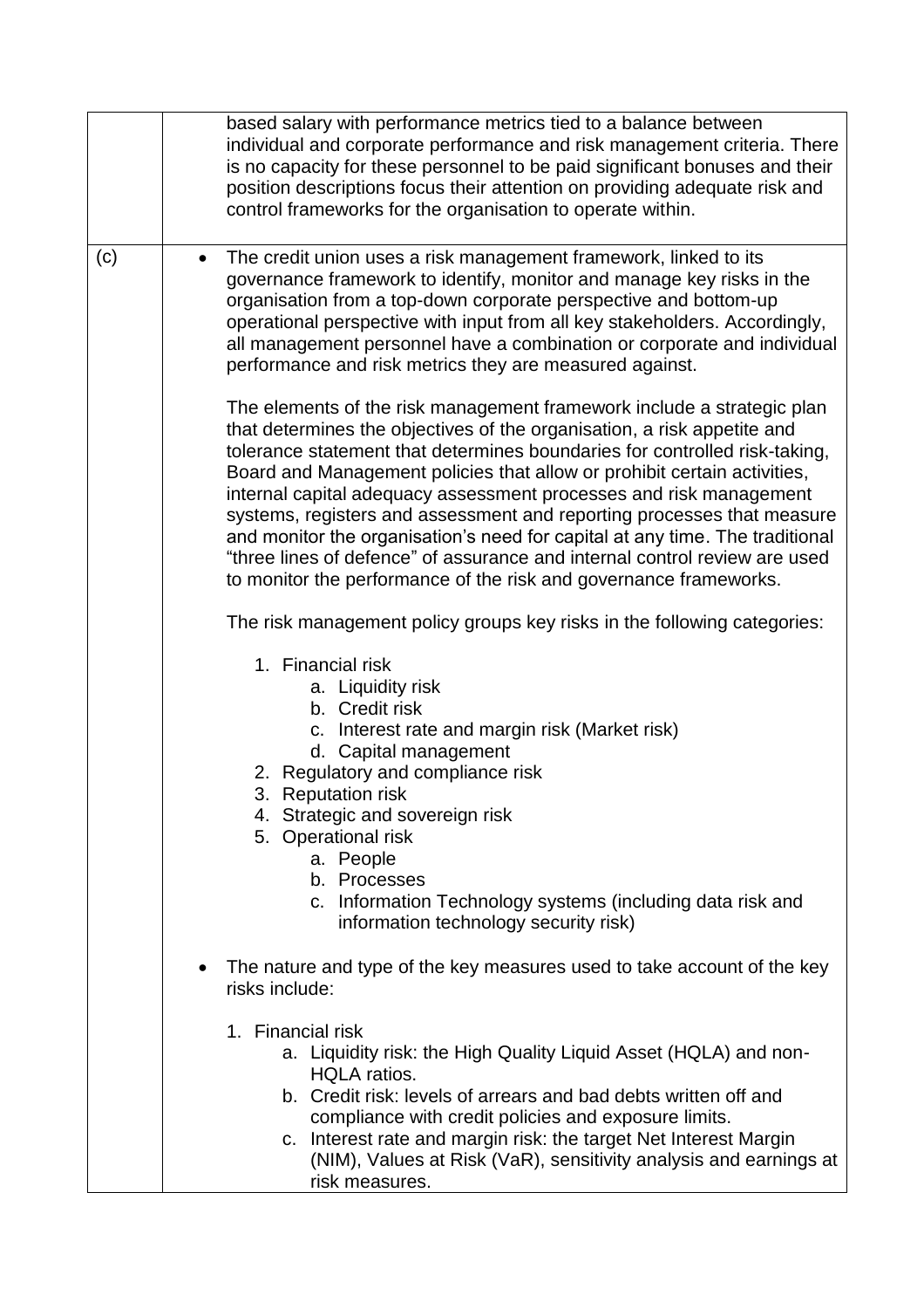| | |
|---|---|
| | based salary with performance metrics tied to a balance between individual and corporate performance and risk management criteria. There is no capacity for these personnel to be paid significant bonuses and their position descriptions focus their attention on providing adequate risk and control frameworks for the organisation to operate within. |
| (c) | • The credit union uses a risk management framework, linked to its governance framework to identify, monitor and manage key risks in the organisation from a top-down corporate perspective and bottom-up operational perspective with input from all key stakeholders. Accordingly, all management personnel have a combination or corporate and individual performance and risk metrics they are measured against.<br><br>The elements of the risk management framework include a strategic plan that determines the objectives of the organisation, a risk appetite and tolerance statement that determines boundaries for controlled risk-taking, Board and Management policies that allow or prohibit certain activities, internal capital adequacy assessment processes and risk management systems, registers and assessment and reporting processes that measure and monitor the organisation's need for capital at any time. The traditional "three lines of defence" of assurance and internal control review are used to monitor the performance of the risk and governance frameworks.<br><br>The risk management policy groups key risks in the following categories:<br><br>1. Financial risk<br>&nbsp;&nbsp;&nbsp;a. Liquidity risk<br>&nbsp;&nbsp;&nbsp;b. Credit risk<br>&nbsp;&nbsp;&nbsp;c. Interest rate and margin risk (Market risk)<br>&nbsp;&nbsp;&nbsp;d. Capital management<br>2. Regulatory and compliance risk<br>3. Reputation risk<br>4. Strategic and sovereign risk<br>5. Operational risk<br>&nbsp;&nbsp;&nbsp;a. People<br>&nbsp;&nbsp;&nbsp;b. Processes<br>&nbsp;&nbsp;&nbsp;c. Information Technology systems (including data risk and information technology security risk)<br><br>• The nature and type of the key measures used to take account of the key risks include:<br><br>1. Financial risk<br>&nbsp;&nbsp;&nbsp;a. Liquidity risk: the High Quality Liquid Asset (HQLA) and non-HQLA ratios.<br>&nbsp;&nbsp;&nbsp;b. Credit risk: levels of arrears and bad debts written off and compliance with credit policies and exposure limits.<br>&nbsp;&nbsp;&nbsp;c. Interest rate and margin risk: the target Net Interest Margin (NIM), Values at Risk (VaR), sensitivity analysis and earnings at risk measures. |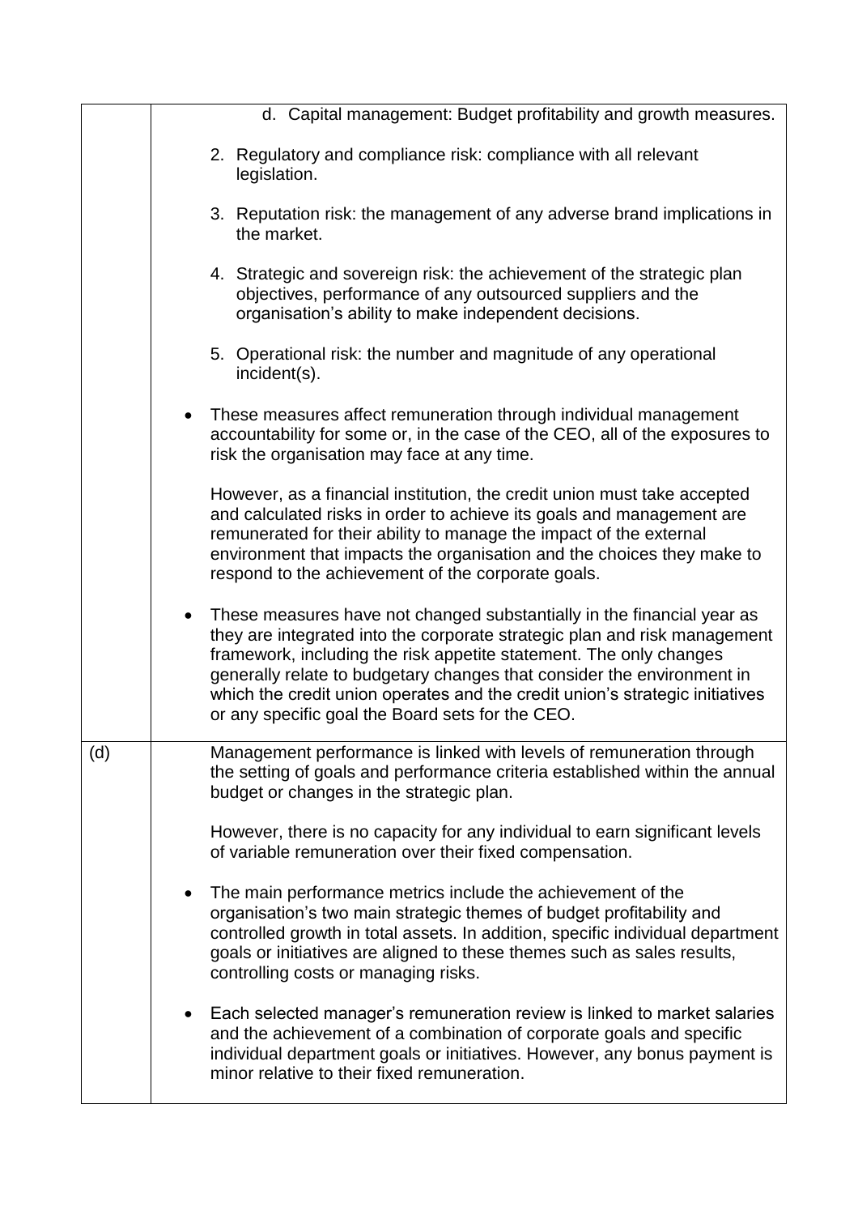| | |
|---|---|
| | d. Capital management: Budget profitability and growth measures.<br><br>2. Regulatory and compliance risk: compliance with all relevant legislation.<br><br>3. Reputation risk: the management of any adverse brand implications in the market.<br><br>4. Strategic and sovereign risk: the achievement of the strategic plan objectives, performance of any outsourced suppliers and the organisation's ability to make independent decisions.<br><br>5. Operational risk: the number and magnitude of any operational incident(s).<br><br>• These measures affect remuneration through individual management accountability for some or, in the case of the CEO, all of the exposures to risk the organisation may face at any time.<br><br>However, as a financial institution, the credit union must take accepted and calculated risks in order to achieve its goals and management are remunerated for their ability to manage the impact of the external environment that impacts the organisation and the choices they make to respond to the achievement of the corporate goals.<br><br>• These measures have not changed substantially in the financial year as they are integrated into the corporate strategic plan and risk management framework, including the risk appetite statement. The only changes generally relate to budgetary changes that consider the environment in which the credit union operates and the credit union's strategic initiatives or any specific goal the Board sets for the CEO. |
| (d) | Management performance is linked with levels of remuneration through the setting of goals and performance criteria established within the annual budget or changes in the strategic plan.<br><br>However, there is no capacity for any individual to earn significant levels of variable remuneration over their fixed compensation.<br><br>• The main performance metrics include the achievement of the organisation's two main strategic themes of budget profitability and controlled growth in total assets. In addition, specific individual department goals or initiatives are aligned to these themes such as sales results, controlling costs or managing risks.<br><br>• Each selected manager's remuneration review is linked to market salaries and the achievement of a combination of corporate goals and specific individual department goals or initiatives. However, any bonus payment is minor relative to their fixed remuneration. |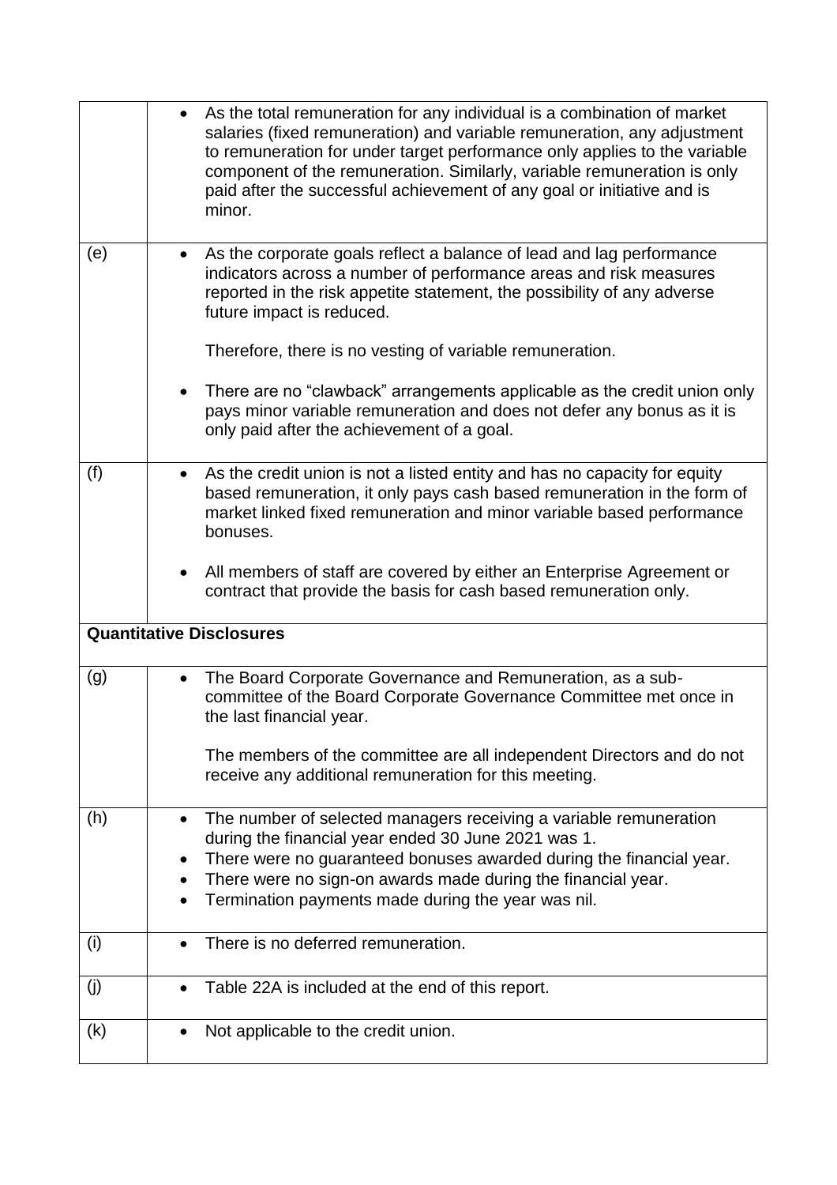| | |
|---|---|
| | • As the total remuneration for any individual is a combination of market salaries (fixed remuneration) and variable remuneration, any adjustment to remuneration for under target performance only applies to the variable component of the remuneration. Similarly, variable remuneration is only paid after the successful achievement of any goal or initiative and is minor. |
| (e) | • As the corporate goals reflect a balance of lead and lag performance indicators across a number of performance areas and risk measures reported in the risk appetite statement, the possibility of any adverse future impact is reduced.<br><br>Therefore, there is no vesting of variable remuneration.<br><br>• There are no "clawback" arrangements applicable as the credit union only pays minor variable remuneration and does not defer any bonus as it is only paid after the achievement of a goal. |
| (f) | • As the credit union is not a listed entity and has no capacity for equity based remuneration, it only pays cash based remuneration in the form of market linked fixed remuneration and minor variable based performance bonuses.<br><br>• All members of staff are covered by either an Enterprise Agreement or contract that provide the basis for cash based remuneration only. |
| **Quantitative Disclosures** | |
| (g) | • The Board Corporate Governance and Remuneration, as a sub-committee of the Board Corporate Governance Committee met once in the last financial year.<br><br>The members of the committee are all independent Directors and do not receive any additional remuneration for this meeting. |
| (h) | • The number of selected managers receiving a variable remuneration during the financial year ended 30 June 2021 was 1.<br>• There were no guaranteed bonuses awarded during the financial year.<br>• There were no sign-on awards made during the financial year.<br>• Termination payments made during the year was nil. |
| (i) | • There is no deferred remuneration. |
| (j) | • Table 22A is included at the end of this report. |
| (k) | • Not applicable to the credit union. |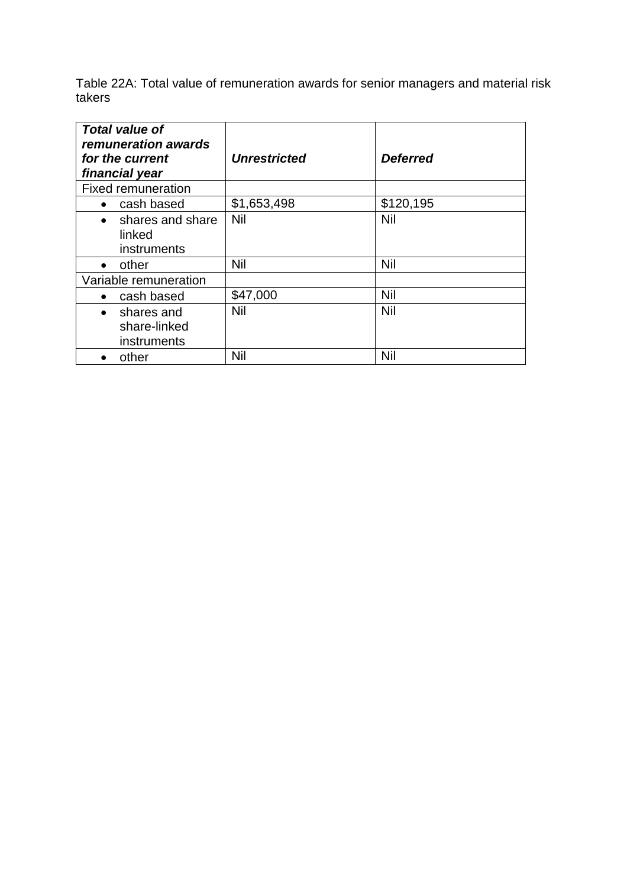Table 22A: Total value of remuneration awards for senior managers and material risk takers

| ***Total value of remuneration awards for the current financial year*** | ***Unrestricted*** | ***Deferred*** |
|---|---|---|
| Fixed remuneration | | |
| • cash based | $1,653,498 | $120,195 |
| • shares and share linked instruments | Nil | Nil |
| • other | Nil | Nil |
| Variable remuneration | | |
| • cash based | $47,000 | Nil |
| • shares and share-linked instruments | Nil | Nil |
| • other | Nil | Nil |